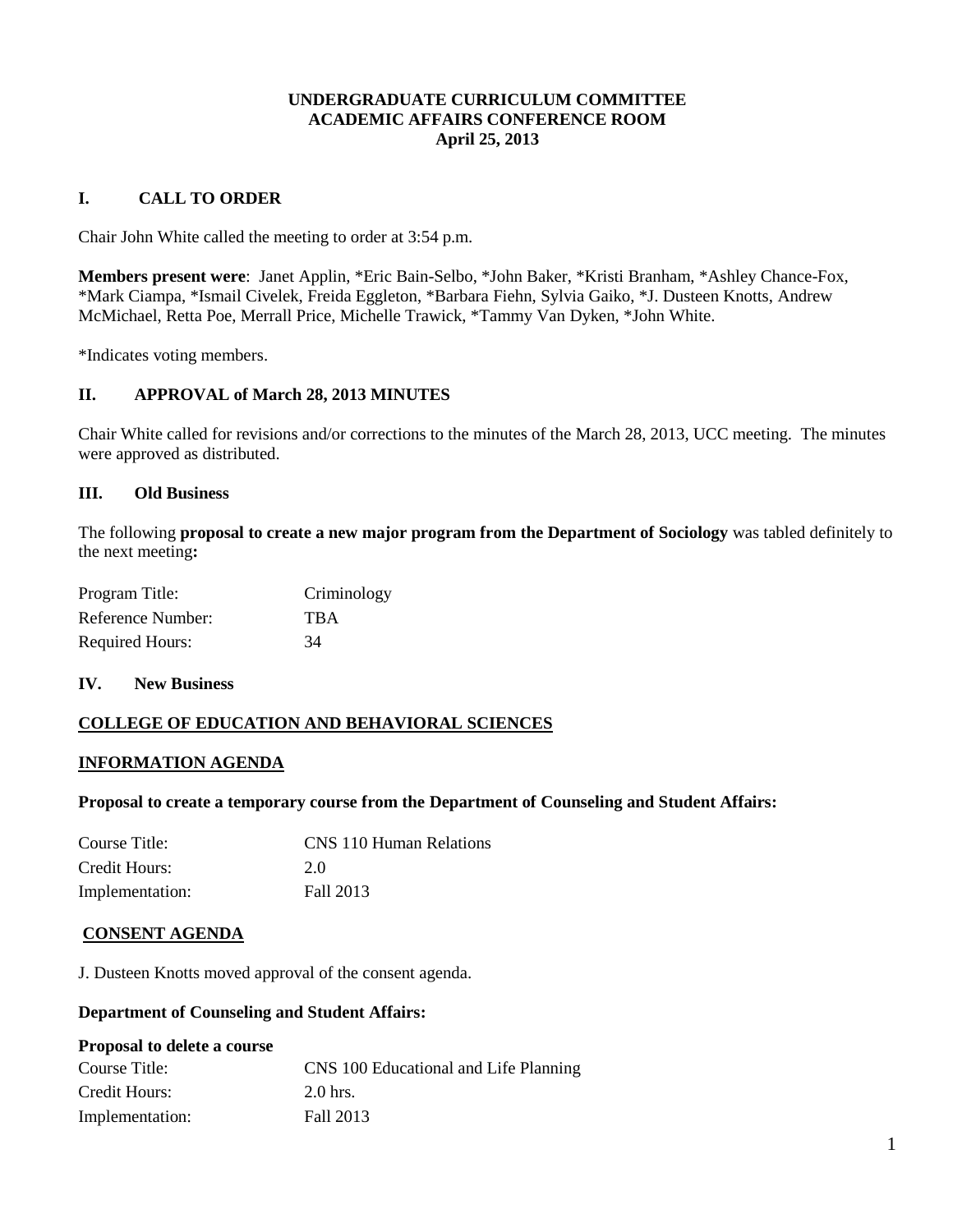**UNDERGRADUATE CURRICULUM COMMITTEE**
**ACADEMIC AFFAIRS CONFERENCE ROOM**
**April 25, 2013**

## I. CALL TO ORDER

Chair John White called the meeting to order at 3:54 p.m.

**Members present were**: Janet Applin, *Eric Bain-Selbo, *John Baker, *Kristi Branham, *Ashley Chance-Fox, *Mark Ciampa, *Ismail Civelek, Freida Eggleton, *Barbara Fiehn, Sylvia Gaiko, *J. Dusteen Knotts, Andrew McMichael, Retta Poe, Merrall Price, Michelle Trawick, *Tammy Van Dyken, *John White.

*Indicates voting members.

## II. APPROVAL of March 28, 2013 MINUTES

Chair White called for revisions and/or corrections to the minutes of the March 28, 2013, UCC meeting. The minutes were approved as distributed.

## III. Old Business

The following **proposal to create a new major program from the Department of Sociology** was tabled definitely to the next meeting**:**

| | |
|---|---|
| Program Title: | Criminology |
| Reference Number: | TBA |
| Required Hours: | 34 |

## IV. New Business

**COLLEGE OF EDUCATION AND BEHAVIORAL SCIENCES**

**INFORMATION AGENDA**

**Proposal to create a temporary course from the Department of Counseling and Student Affairs:**

| | |
|---|---|
| Course Title: | CNS 110 Human Relations |
| Credit Hours: | 2.0 |
| Implementation: | Fall 2013 |

**CONSENT AGENDA**

J. Dusteen Knotts moved approval of the consent agenda.

**Department of Counseling and Student Affairs:**

**Proposal to delete a course**

| | |
|---|---|
| Course Title: | CNS 100 Educational and Life Planning |
| Credit Hours: | 2.0 hrs. |
| Implementation: | Fall 2013 |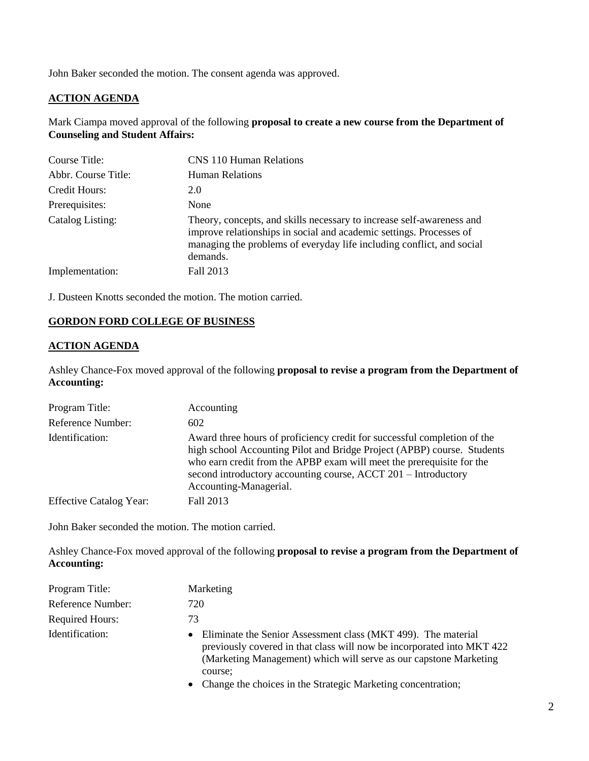John Baker seconded the motion. The consent agenda was approved.

**ACTION AGENDA**

Mark Ciampa moved approval of the following **proposal to create a new course from the Department of Counseling and Student Affairs:**

| | |
|---|---|
| Course Title: | CNS 110 Human Relations |
| Abbr. Course Title: | Human Relations |
| Credit Hours: | 2.0 |
| Prerequisites: | None |
| Catalog Listing: | Theory, concepts, and skills necessary to increase self-awareness and improve relationships in social and academic settings. Processes of managing the problems of everyday life including conflict, and social demands. |
| Implementation: | Fall 2013 |

J. Dusteen Knotts seconded the motion. The motion carried.

**GORDON FORD COLLEGE OF BUSINESS**

**ACTION AGENDA**

Ashley Chance-Fox moved approval of the following **proposal to revise a program from the Department of Accounting:**

| | |
|---|---|
| Program Title: | Accounting |
| Reference Number: | 602 |
| Identification: | Award three hours of proficiency credit for successful completion of the high school Accounting Pilot and Bridge Project (APBP) course. Students who earn credit from the APBP exam will meet the prerequisite for the second introductory accounting course, ACCT 201 – Introductory Accounting-Managerial. |
| Effective Catalog Year: | Fall 2013 |

John Baker seconded the motion. The motion carried.

Ashley Chance-Fox moved approval of the following **proposal to revise a program from the Department of Accounting:**

| | |
|---|---|
| Program Title: | Marketing |
| Reference Number: | 720 |
| Required Hours: | 73 |
| Identification: | • Eliminate the Senior Assessment class (MKT 499). The material previously covered in that class will now be incorporated into MKT 422 (Marketing Management) which will serve as our capstone Marketing course;<br>• Change the choices in the Strategic Marketing concentration; |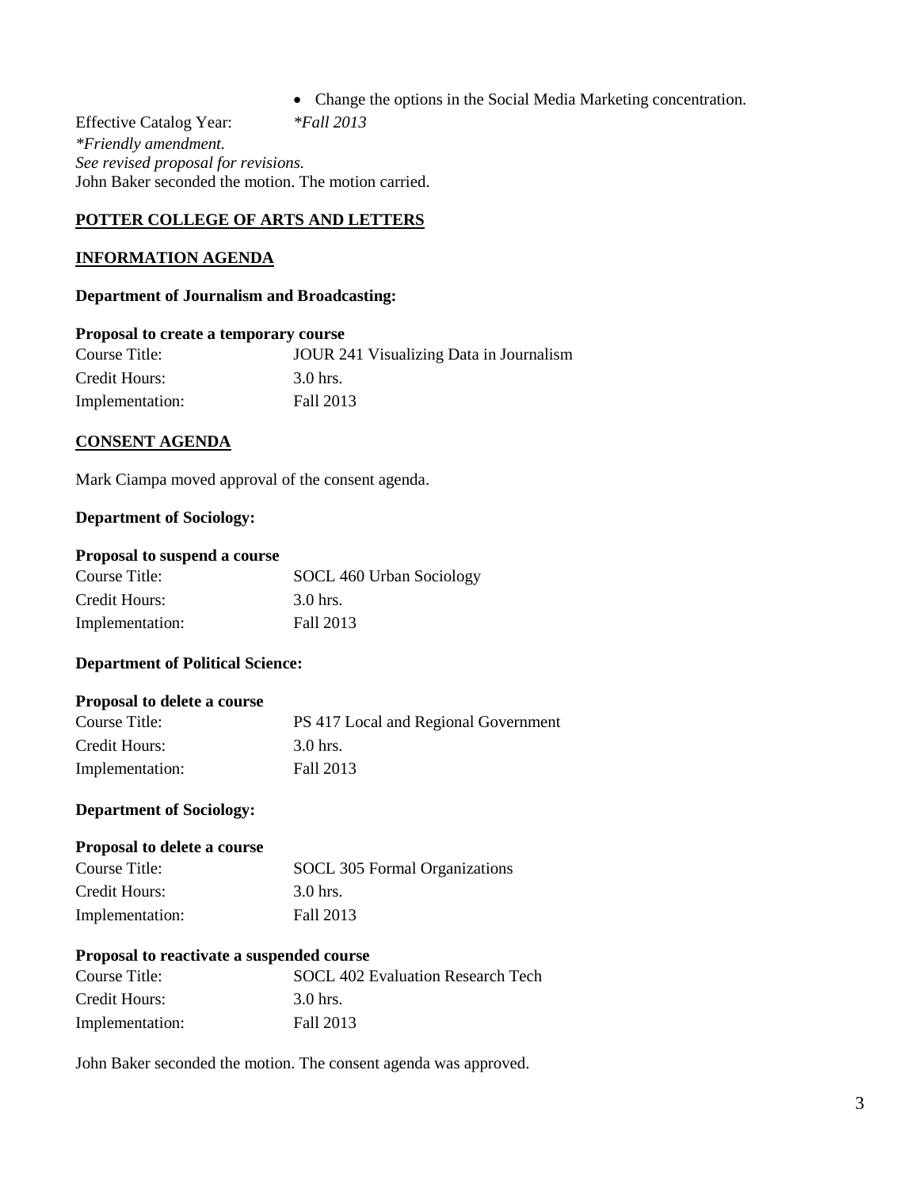- Change the options in the Social Media Marketing concentration.

Effective Catalog Year: *\*Fall 2013*

*\*Friendly amendment.*
*See revised proposal for revisions.*
John Baker seconded the motion. The motion carried.

## POTTER COLLEGE OF ARTS AND LETTERS

### INFORMATION AGENDA

**Department of Journalism and Broadcasting:**

**Proposal to create a temporary course**

| | |
|---|---|
| Course Title: | JOUR 241 Visualizing Data in Journalism |
| Credit Hours: | 3.0 hrs. |
| Implementation: | Fall 2013 |

### CONSENT AGENDA

Mark Ciampa moved approval of the consent agenda.

**Department of Sociology:**

**Proposal to suspend a course**

| | |
|---|---|
| Course Title: | SOCL 460 Urban Sociology |
| Credit Hours: | 3.0 hrs. |
| Implementation: | Fall 2013 |

**Department of Political Science:**

**Proposal to delete a course**

| | |
|---|---|
| Course Title: | PS 417 Local and Regional Government |
| Credit Hours: | 3.0 hrs. |
| Implementation: | Fall 2013 |

**Department of Sociology:**

**Proposal to delete a course**

| | |
|---|---|
| Course Title: | SOCL 305 Formal Organizations |
| Credit Hours: | 3.0 hrs. |
| Implementation: | Fall 2013 |

**Proposal to reactivate a suspended course**

| | |
|---|---|
| Course Title: | SOCL 402 Evaluation Research Tech |
| Credit Hours: | 3.0 hrs. |
| Implementation: | Fall 2013 |

John Baker seconded the motion. The consent agenda was approved.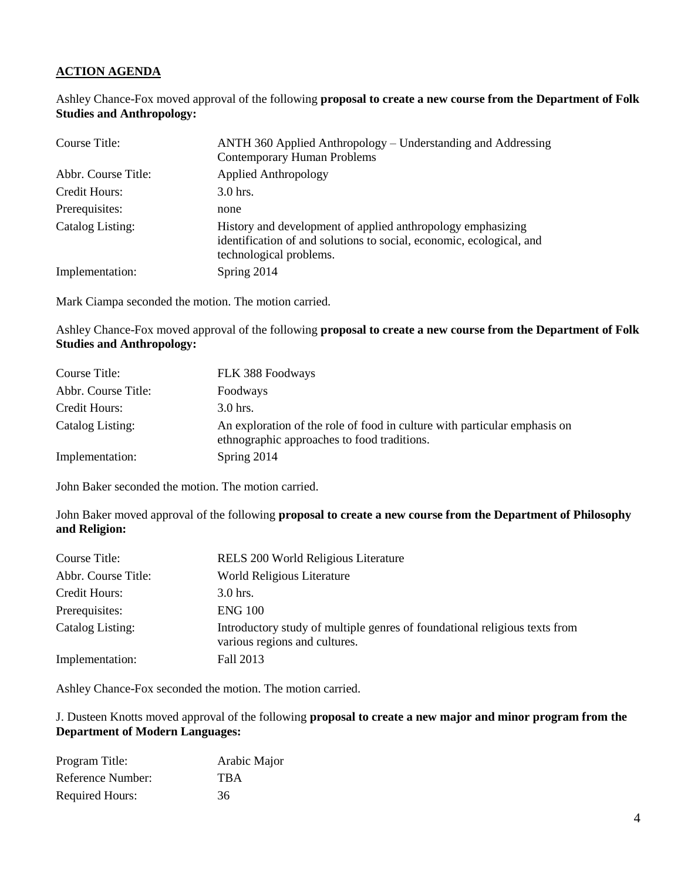## ACTION AGENDA

Ashley Chance-Fox moved approval of the following **proposal to create a new course from the Department of Folk Studies and Anthropology:**

| | |
|---|---|
| Course Title: | ANTH 360 Applied Anthropology – Understanding and Addressing Contemporary Human Problems |
| Abbr. Course Title: | Applied Anthropology |
| Credit Hours: | 3.0 hrs. |
| Prerequisites: | none |
| Catalog Listing: | History and development of applied anthropology emphasizing identification of and solutions to social, economic, ecological, and technological problems. |
| Implementation: | Spring 2014 |

Mark Ciampa seconded the motion. The motion carried.

Ashley Chance-Fox moved approval of the following **proposal to create a new course from the Department of Folk Studies and Anthropology:**

| | |
|---|---|
| Course Title: | FLK 388 Foodways |
| Abbr. Course Title: | Foodways |
| Credit Hours: | 3.0 hrs. |
| Catalog Listing: | An exploration of the role of food in culture with particular emphasis on ethnographic approaches to food traditions. |
| Implementation: | Spring 2014 |

John Baker seconded the motion. The motion carried.

John Baker moved approval of the following **proposal to create a new course from the Department of Philosophy and Religion:**

| | |
|---|---|
| Course Title: | RELS 200 World Religious Literature |
| Abbr. Course Title: | World Religious Literature |
| Credit Hours: | 3.0 hrs. |
| Prerequisites: | ENG 100 |
| Catalog Listing: | Introductory study of multiple genres of foundational religious texts from various regions and cultures. |
| Implementation: | Fall 2013 |

Ashley Chance-Fox seconded the motion. The motion carried.

J. Dusteen Knotts moved approval of the following **proposal to create a new major and minor program from the Department of Modern Languages:**

| | |
|---|---|
| Program Title: | Arabic Major |
| Reference Number: | TBA |
| Required Hours: | 36 |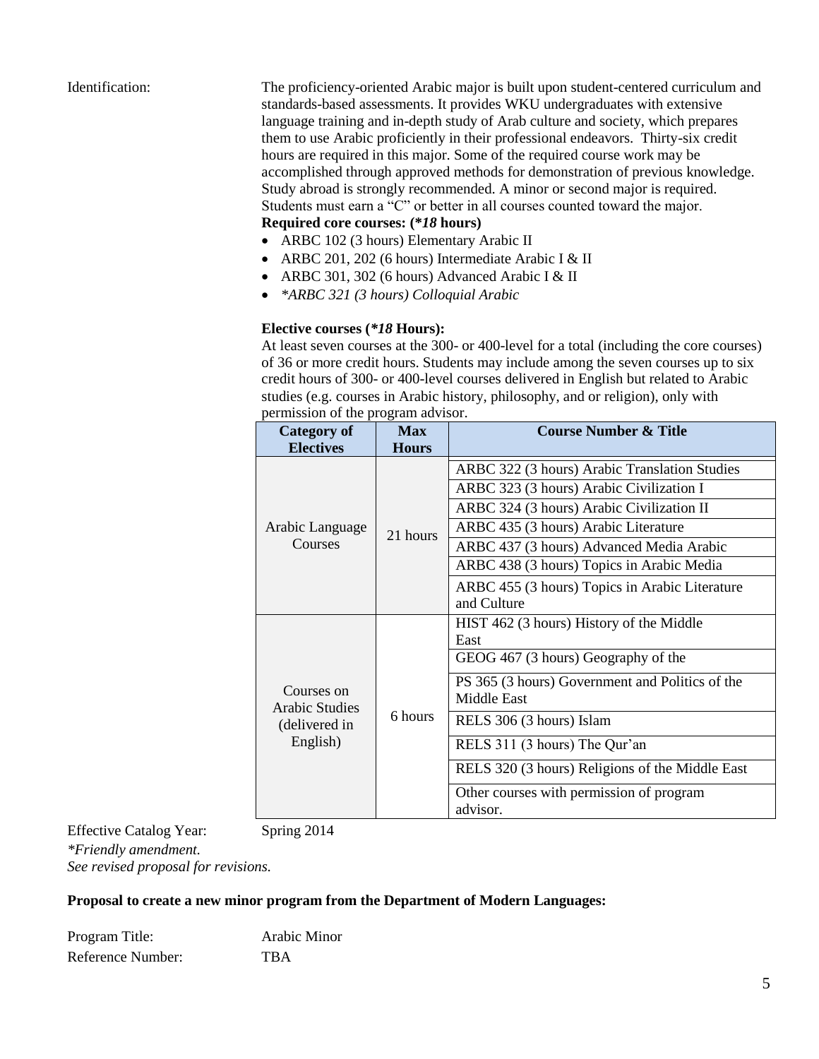Identification: The proficiency-oriented Arabic major is built upon student-centered curriculum and standards-based assessments. It provides WKU undergraduates with extensive language training and in-depth study of Arab culture and society, which prepares them to use Arabic proficiently in their professional endeavors. Thirty-six credit hours are required in this major. Some of the required course work may be accomplished through approved methods for demonstration of previous knowledge. Study abroad is strongly recommended. A minor or second major is required. Students must earn a "C" or better in all courses counted toward the major.

**Required core courses: (*18 hours)**

- ARBC 102 (3 hours) Elementary Arabic II
- ARBC 201, 202 (6 hours) Intermediate Arabic I & II
- ARBC 301, 302 (6 hours) Advanced Arabic I & II
- *\*ARBC 321 (3 hours) Colloquial Arabic*

**Elective courses (*18 Hours):**

At least seven courses at the 300- or 400-level for a total (including the core courses) of 36 or more credit hours. Students may include among the seven courses up to six credit hours of 300- or 400-level courses delivered in English but related to Arabic studies (e.g. courses in Arabic history, philosophy, and or religion), only with permission of the program advisor.

| Category of Electives | Max Hours | Course Number & Title |
|---|---|---|
| Arabic Language Courses | 21 hours | ARBC 322 (3 hours) Arabic Translation Studies |
| | | ARBC 323 (3 hours) Arabic Civilization I |
| | | ARBC 324 (3 hours) Arabic Civilization II |
| | | ARBC 435 (3 hours) Arabic Literature |
| | | ARBC 437 (3 hours) Advanced Media Arabic |
| | | ARBC 438 (3 hours) Topics in Arabic Media |
| | | ARBC 455 (3 hours) Topics in Arabic Literature and Culture |
| Courses on Arabic Studies (delivered in English) | 6 hours | HIST 462 (3 hours) History of the Middle East |
| | | GEOG 467 (3 hours) Geography of the |
| | | PS 365 (3 hours) Government and Politics of the Middle East |
| | | RELS 306 (3 hours) Islam |
| | | RELS 311 (3 hours) The Qur'an |
| | | RELS 320 (3 hours) Religions of the Middle East |
| | | Other courses with permission of program advisor. |

Effective Catalog Year: Spring 2014

*\*Friendly amendment.*
*See revised proposal for revisions.*

**Proposal to create a new minor program from the Department of Modern Languages:**

Program Title: Arabic Minor
Reference Number: TBA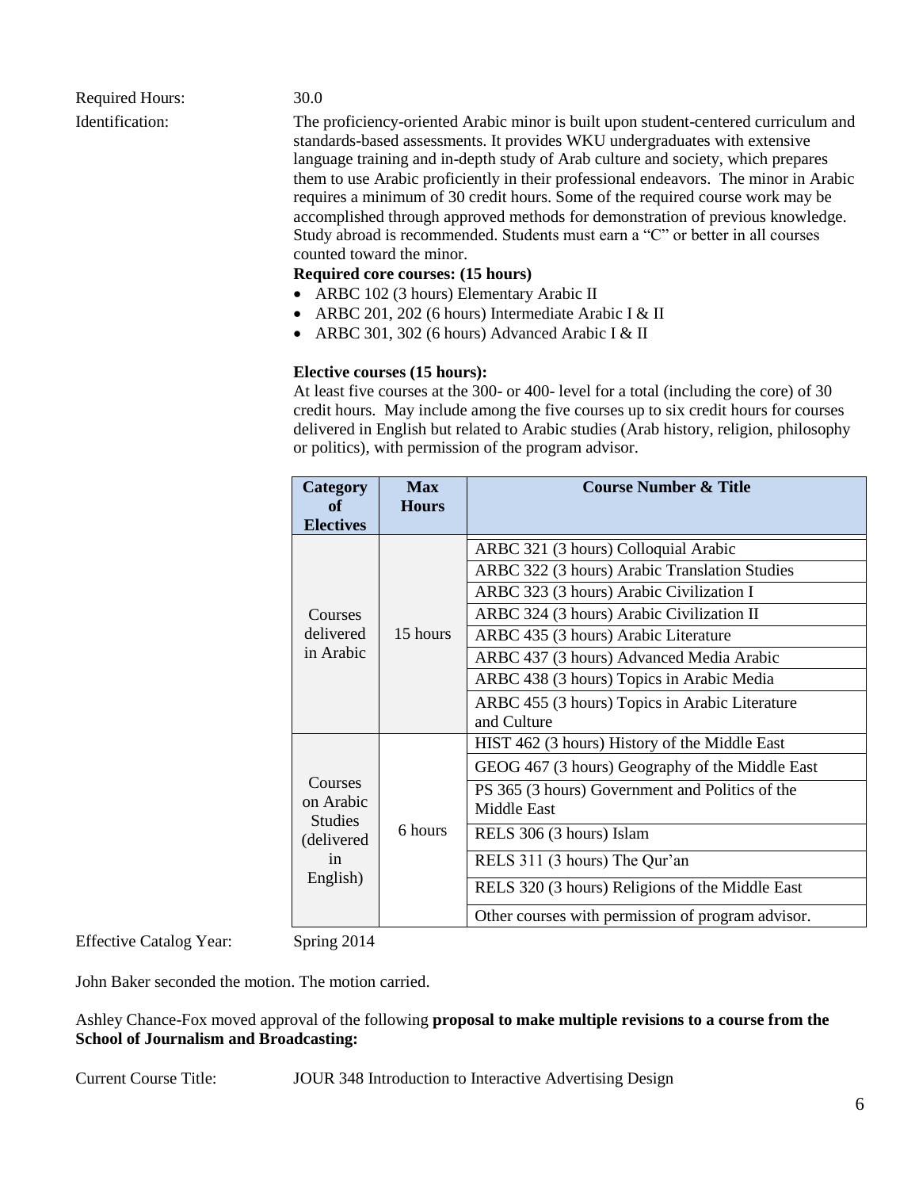Required Hours: 30.0

Identification: The proficiency-oriented Arabic minor is built upon student-centered curriculum and standards-based assessments. It provides WKU undergraduates with extensive language training and in-depth study of Arab culture and society, which prepares them to use Arabic proficiently in their professional endeavors. The minor in Arabic requires a minimum of 30 credit hours. Some of the required course work may be accomplished through approved methods for demonstration of previous knowledge. Study abroad is recommended. Students must earn a "C" or better in all courses counted toward the minor.

**Required core courses: (15 hours)**

- ARBC 102 (3 hours) Elementary Arabic II
- ARBC 201, 202 (6 hours) Intermediate Arabic I & II
- ARBC 301, 302 (6 hours) Advanced Arabic I & II

**Elective courses (15 hours):**

At least five courses at the 300- or 400- level for a total (including the core) of 30 credit hours. May include among the five courses up to six credit hours for courses delivered in English but related to Arabic studies (Arab history, religion, philosophy or politics), with permission of the program advisor.

| Category of Electives | Max Hours | Course Number & Title |
|---|---|---|
| Courses delivered in Arabic | 15 hours | ARBC 321 (3 hours) Colloquial Arabic |
| | | ARBC 322 (3 hours) Arabic Translation Studies |
| | | ARBC 323 (3 hours) Arabic Civilization I |
| | | ARBC 324 (3 hours) Arabic Civilization II |
| | | ARBC 435 (3 hours) Arabic Literature |
| | | ARBC 437 (3 hours) Advanced Media Arabic |
| | | ARBC 438 (3 hours) Topics in Arabic Media |
| | | ARBC 455 (3 hours) Topics in Arabic Literature and Culture |
| Courses on Arabic Studies (delivered in English) | 6 hours | HIST 462 (3 hours) History of the Middle East |
| | | GEOG 467 (3 hours) Geography of the Middle East |
| | | PS 365 (3 hours) Government and Politics of the Middle East |
| | | RELS 306 (3 hours) Islam |
| | | RELS 311 (3 hours) The Qur'an |
| | | RELS 320 (3 hours) Religions of the Middle East |
| | | Other courses with permission of program advisor. |

Effective Catalog Year: Spring 2014

John Baker seconded the motion. The motion carried.

Ashley Chance-Fox moved approval of the following **proposal to make multiple revisions to a course from the School of Journalism and Broadcasting:**

Current Course Title: JOUR 348 Introduction to Interactive Advertising Design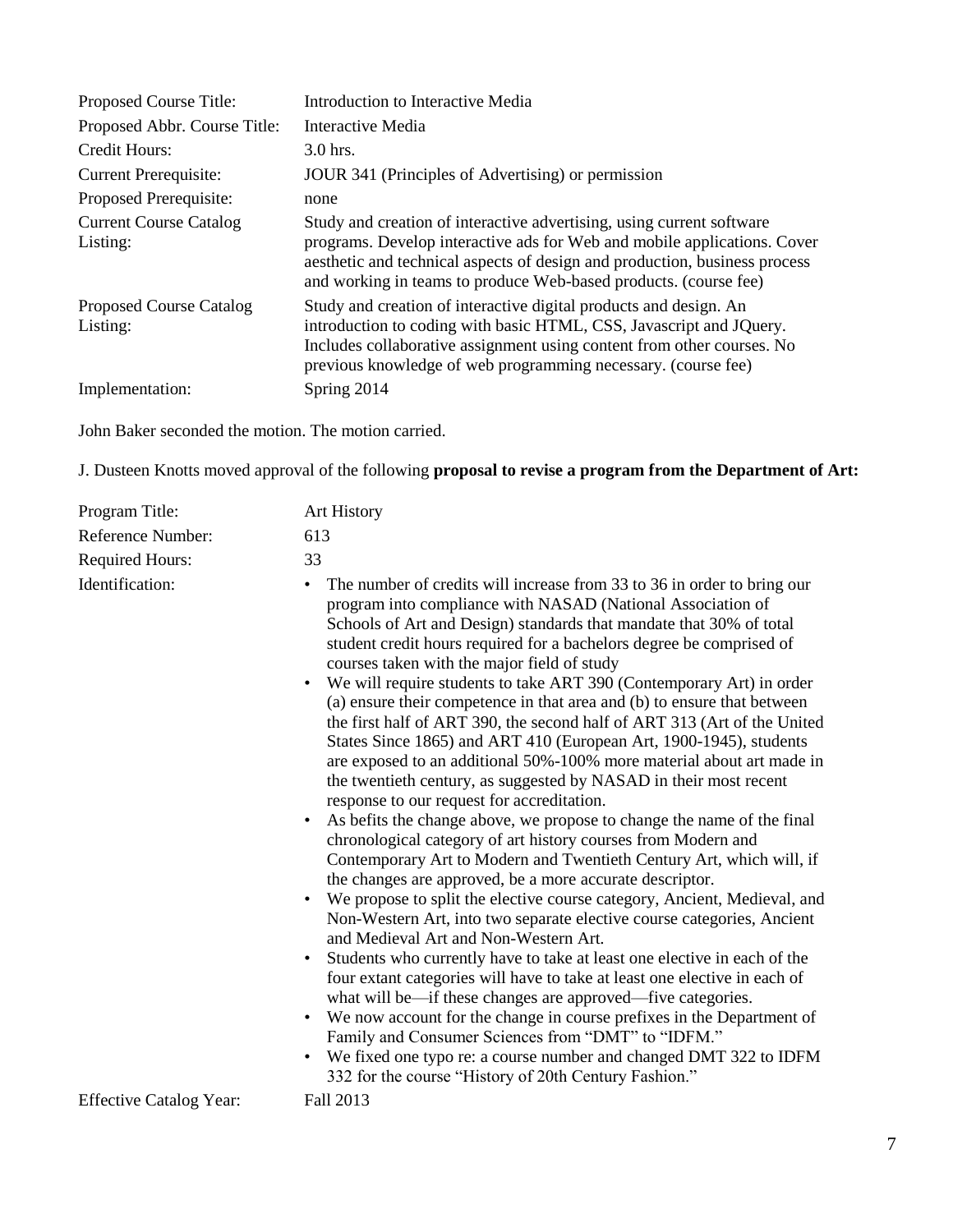| | |
|---|---|
| Proposed Course Title: | Introduction to Interactive Media |
| Proposed Abbr. Course Title: | Interactive Media |
| Credit Hours: | 3.0 hrs. |
| Current Prerequisite: | JOUR 341 (Principles of Advertising) or permission |
| Proposed Prerequisite: | none |
| Current Course Catalog Listing: | Study and creation of interactive advertising, using current software programs. Develop interactive ads for Web and mobile applications. Cover aesthetic and technical aspects of design and production, business process and working in teams to produce Web-based products. (course fee) |
| Proposed Course Catalog Listing: | Study and creation of interactive digital products and design. An introduction to coding with basic HTML, CSS, Javascript and JQuery. Includes collaborative assignment using content from other courses. No previous knowledge of web programming necessary. (course fee) |
| Implementation: | Spring 2014 |

John Baker seconded the motion. The motion carried.

J. Dusteen Knotts moved approval of the following **proposal to revise a program from the Department of Art:**

Program Title: Art History

Reference Number: 613

Required Hours: 33

Identification:

- The number of credits will increase from 33 to 36 in order to bring our program into compliance with NASAD (National Association of Schools of Art and Design) standards that mandate that 30% of total student credit hours required for a bachelors degree be comprised of courses taken with the major field of study
- We will require students to take ART 390 (Contemporary Art) in order (a) ensure their competence in that area and (b) to ensure that between the first half of ART 390, the second half of ART 313 (Art of the United States Since 1865) and ART 410 (European Art, 1900-1945), students are exposed to an additional 50%-100% more material about art made in the twentieth century, as suggested by NASAD in their most recent response to our request for accreditation.
- As befits the change above, we propose to change the name of the final chronological category of art history courses from Modern and Contemporary Art to Modern and Twentieth Century Art, which will, if the changes are approved, be a more accurate descriptor.
- We propose to split the elective course category, Ancient, Medieval, and Non-Western Art, into two separate elective course categories, Ancient and Medieval Art and Non-Western Art.
- Students who currently have to take at least one elective in each of the four extant categories will have to take at least one elective in each of what will be—if these changes are approved—five categories.
- We now account for the change in course prefixes in the Department of Family and Consumer Sciences from "DMT" to "IDFM."
- We fixed one typo re: a course number and changed DMT 322 to IDFM 332 for the course "History of 20th Century Fashion."

Effective Catalog Year: Fall 2013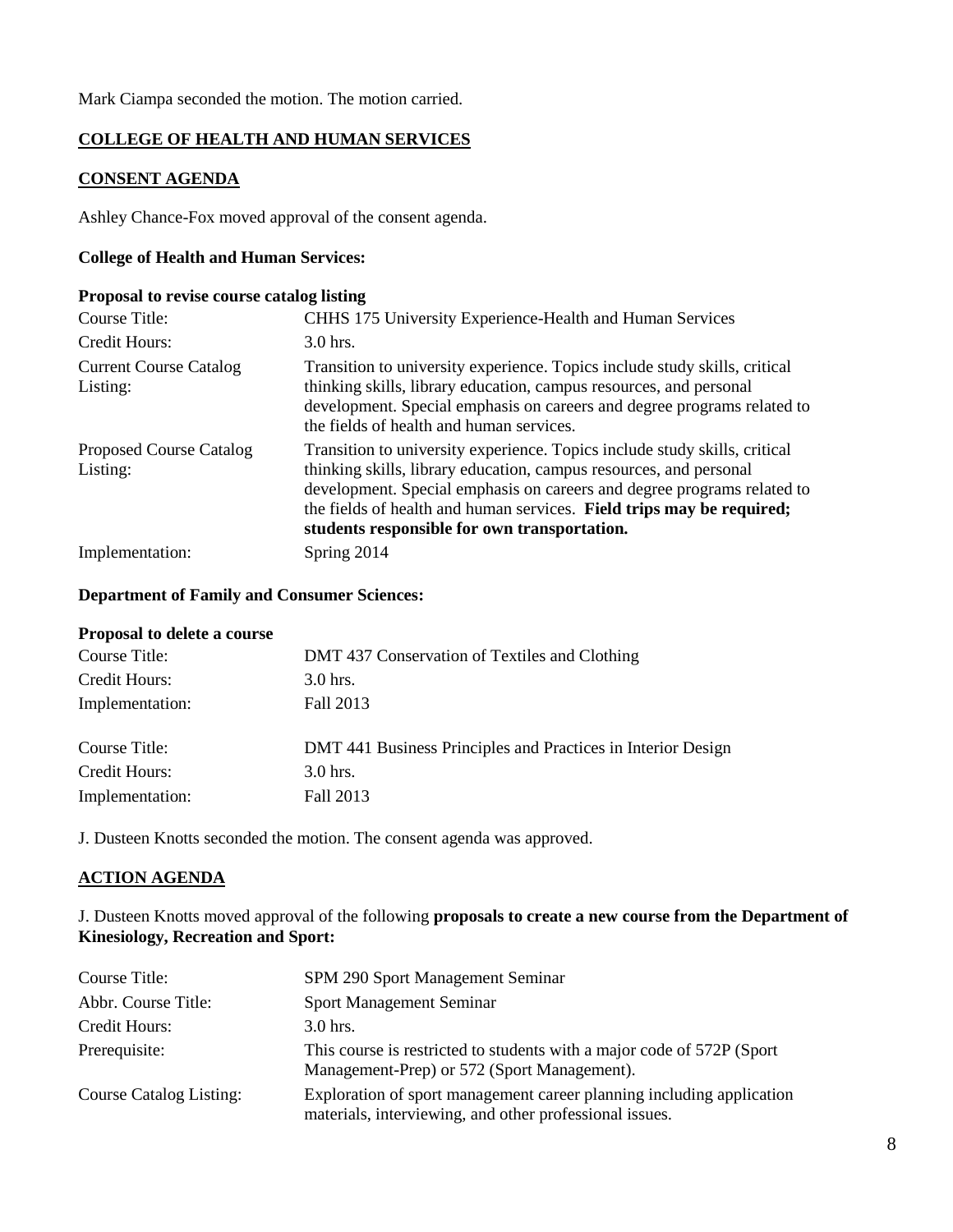Mark Ciampa seconded the motion. The motion carried.

## COLLEGE OF HEALTH AND HUMAN SERVICES

### CONSENT AGENDA

Ashley Chance-Fox moved approval of the consent agenda.

**College of Health and Human Services:**

**Proposal to revise course catalog listing**

| | |
|---|---|
| Course Title: | CHHS 175 University Experience-Health and Human Services |
| Credit Hours: | 3.0 hrs. |
| Current Course Catalog Listing: | Transition to university experience. Topics include study skills, critical thinking skills, library education, campus resources, and personal development. Special emphasis on careers and degree programs related to the fields of health and human services. |
| Proposed Course Catalog Listing: | Transition to university experience. Topics include study skills, critical thinking skills, library education, campus resources, and personal development. Special emphasis on careers and degree programs related to the fields of health and human services. **Field trips may be required; students responsible for own transportation.** |
| Implementation: | Spring 2014 |

**Department of Family and Consumer Sciences:**

**Proposal to delete a course**

| | |
|---|---|
| Course Title: | DMT 437 Conservation of Textiles and Clothing |
| Credit Hours: | 3.0 hrs. |
| Implementation: | Fall 2013 |
| | |
| Course Title: | DMT 441 Business Principles and Practices in Interior Design |
| Credit Hours: | 3.0 hrs. |
| Implementation: | Fall 2013 |

J. Dusteen Knotts seconded the motion. The consent agenda was approved.

### ACTION AGENDA

J. Dusteen Knotts moved approval of the following **proposals to create a new course from the Department of Kinesiology, Recreation and Sport:**

| | |
|---|---|
| Course Title: | SPM 290 Sport Management Seminar |
| Abbr. Course Title: | Sport Management Seminar |
| Credit Hours: | 3.0 hrs. |
| Prerequisite: | This course is restricted to students with a major code of 572P (Sport Management-Prep) or 572 (Sport Management). |
| Course Catalog Listing: | Exploration of sport management career planning including application materials, interviewing, and other professional issues. |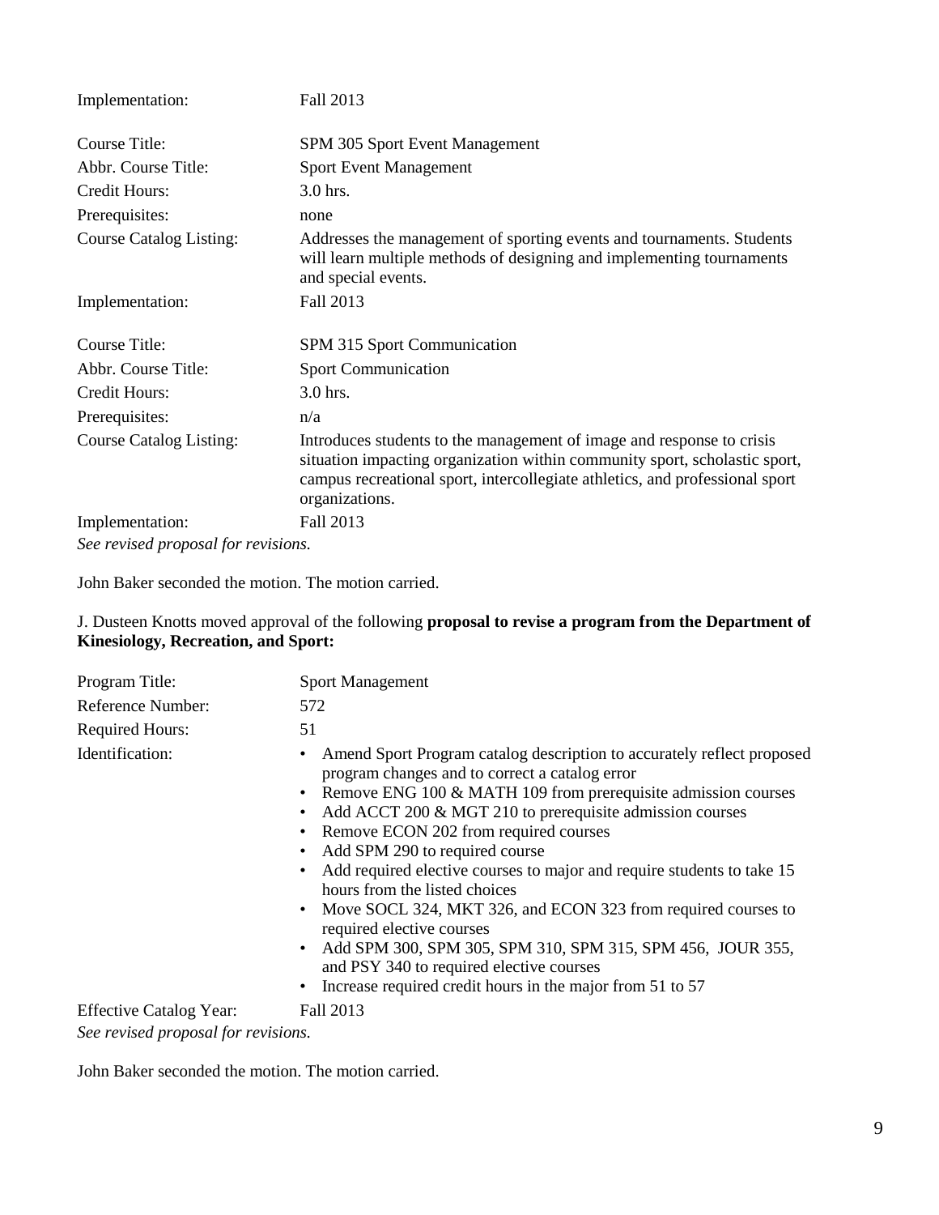| | |
|---|---|
| Implementation: | Fall 2013 |
| Course Title: | SPM 305 Sport Event Management |
| Abbr. Course Title: | Sport Event Management |
| Credit Hours: | 3.0 hrs. |
| Prerequisites: | none |
| Course Catalog Listing: | Addresses the management of sporting events and tournaments. Students will learn multiple methods of designing and implementing tournaments and special events. |
| Implementation: | Fall 2013 |
| Course Title: | SPM 315 Sport Communication |
| Abbr. Course Title: | Sport Communication |
| Credit Hours: | 3.0 hrs. |
| Prerequisites: | n/a |
| Course Catalog Listing: | Introduces students to the management of image and response to crisis situation impacting organization within community sport, scholastic sport, campus recreational sport, intercollegiate athletics, and professional sport organizations. |
| Implementation: | Fall 2013 |

*See revised proposal for revisions.*

John Baker seconded the motion. The motion carried.

J. Dusteen Knotts moved approval of the following **proposal to revise a program from the Department of Kinesiology, Recreation, and Sport:**

Program Title: Sport Management

Reference Number: 572

Required Hours: 51

Identification:

- Amend Sport Program catalog description to accurately reflect proposed program changes and to correct a catalog error
- Remove ENG 100 & MATH 109 from prerequisite admission courses
- Add ACCT 200 & MGT 210 to prerequisite admission courses
- Remove ECON 202 from required courses
- Add SPM 290 to required course
- Add required elective courses to major and require students to take 15 hours from the listed choices
- Move SOCL 324, MKT 326, and ECON 323 from required courses to required elective courses
- Add SPM 300, SPM 305, SPM 310, SPM 315, SPM 456, JOUR 355, and PSY 340 to required elective courses
- Increase required credit hours in the major from 51 to 57

Effective Catalog Year: Fall 2013

*See revised proposal for revisions.*

John Baker seconded the motion. The motion carried.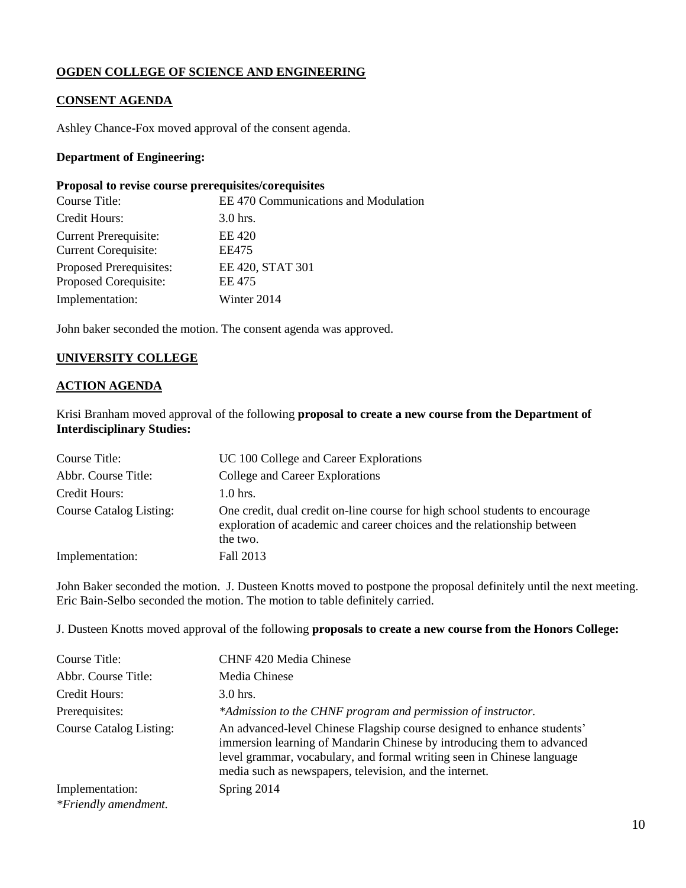**OGDEN COLLEGE OF SCIENCE AND ENGINEERING**

**CONSENT AGENDA**

Ashley Chance-Fox moved approval of the consent agenda.

**Department of Engineering:**

**Proposal to revise course prerequisites/corequisites**

| | |
|---|---|
| Course Title: | EE 470 Communications and Modulation |
| Credit Hours: | 3.0 hrs. |
| Current Prerequisite: | EE 420 |
| Current Corequisite: | EE475 |
| Proposed Prerequisites: | EE 420, STAT 301 |
| Proposed Corequisite: | EE 475 |
| Implementation: | Winter 2014 |

John baker seconded the motion. The consent agenda was approved.

**UNIVERSITY COLLEGE**

**ACTION AGENDA**

Krisi Branham moved approval of the following **proposal to create a new course from the Department of Interdisciplinary Studies:**

| | |
|---|---|
| Course Title: | UC 100 College and Career Explorations |
| Abbr. Course Title: | College and Career Explorations |
| Credit Hours: | 1.0 hrs. |
| Course Catalog Listing: | One credit, dual credit on-line course for high school students to encourage exploration of academic and career choices and the relationship between the two. |
| Implementation: | Fall 2013 |

John Baker seconded the motion. J. Dusteen Knotts moved to postpone the proposal definitely until the next meeting. Eric Bain-Selbo seconded the motion. The motion to table definitely carried.

J. Dusteen Knotts moved approval of the following **proposals to create a new course from the Honors College:**

| | |
|---|---|
| Course Title: | CHNF 420 Media Chinese |
| Abbr. Course Title: | Media Chinese |
| Credit Hours: | 3.0 hrs. |
| Prerequisites: | *\*Admission to the CHNF program and permission of instructor.* |
| Course Catalog Listing: | An advanced-level Chinese Flagship course designed to enhance students' immersion learning of Mandarin Chinese by introducing them to advanced level grammar, vocabulary, and formal writing seen in Chinese language media such as newspapers, television, and the internet. |
| Implementation: | Spring 2014 |

*\*Friendly amendment.*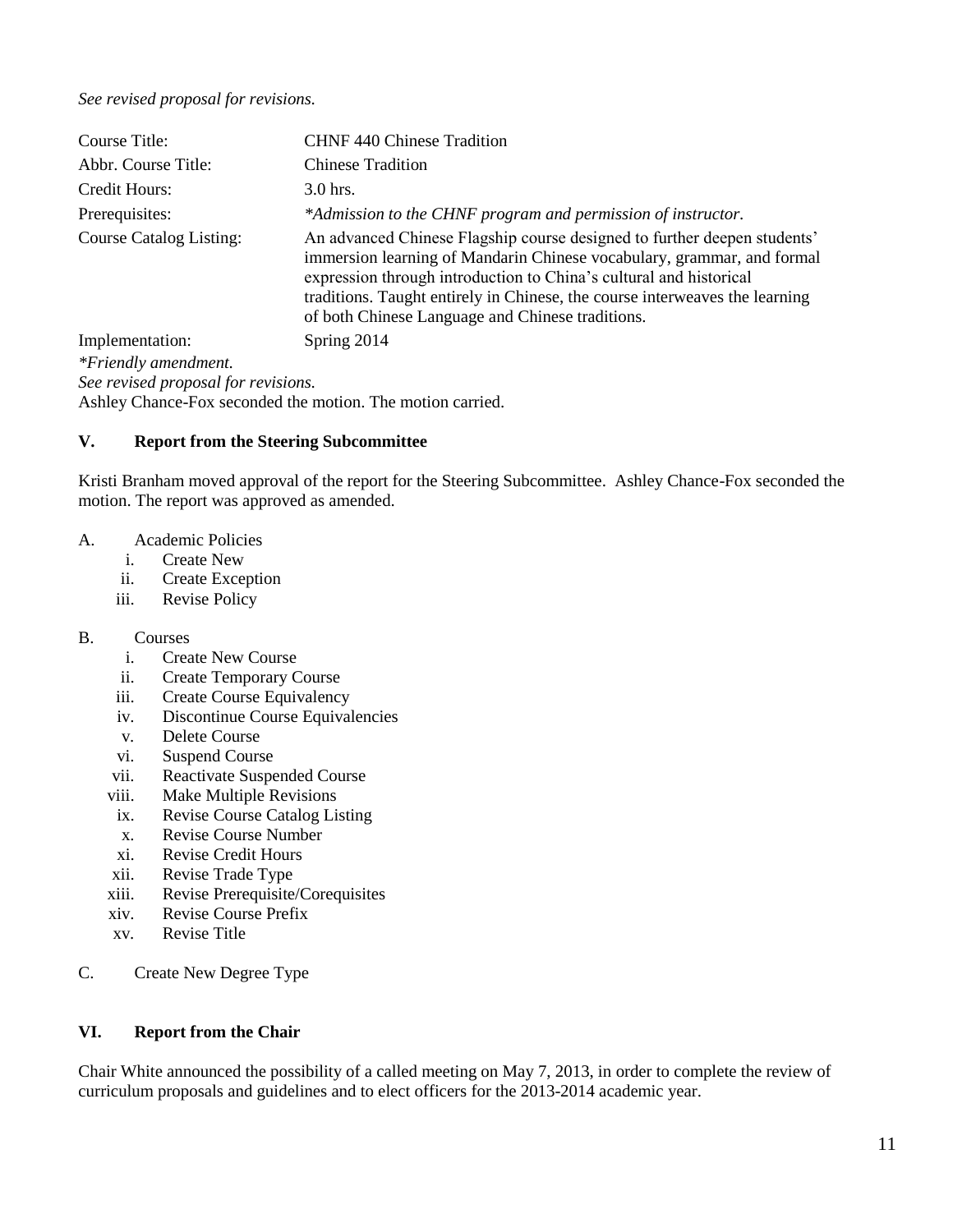*See revised proposal for revisions.*

| | |
|---|---|
| Course Title: | CHNF 440 Chinese Tradition |
| Abbr. Course Title: | Chinese Tradition |
| Credit Hours: | 3.0 hrs. |
| Prerequisites: | *\*Admission to the CHNF program and permission of instructor.* |
| Course Catalog Listing: | An advanced Chinese Flagship course designed to further deepen students' immersion learning of Mandarin Chinese vocabulary, grammar, and formal expression through introduction to China's cultural and historical traditions. Taught entirely in Chinese, the course interweaves the learning of both Chinese Language and Chinese traditions. |
| Implementation: | Spring 2014 |

*\*Friendly amendment.*
*See revised proposal for revisions.*
Ashley Chance-Fox seconded the motion. The motion carried.

## V. Report from the Steering Subcommittee

Kristi Branham moved approval of the report for the Steering Subcommittee. Ashley Chance-Fox seconded the motion. The report was approved as amended.

A. Academic Policies
   i. Create New
   ii. Create Exception
   iii. Revise Policy

B. Courses
   i. Create New Course
   ii. Create Temporary Course
   iii. Create Course Equivalency
   iv. Discontinue Course Equivalencies
   v. Delete Course
   vi. Suspend Course
   vii. Reactivate Suspended Course
   viii. Make Multiple Revisions
   ix. Revise Course Catalog Listing
   x. Revise Course Number
   xi. Revise Credit Hours
   xii. Revise Trade Type
   xiii. Revise Prerequisite/Corequisites
   xiv. Revise Course Prefix
   xv. Revise Title

C. Create New Degree Type

## VI. Report from the Chair

Chair White announced the possibility of a called meeting on May 7, 2013, in order to complete the review of curriculum proposals and guidelines and to elect officers for the 2013-2014 academic year.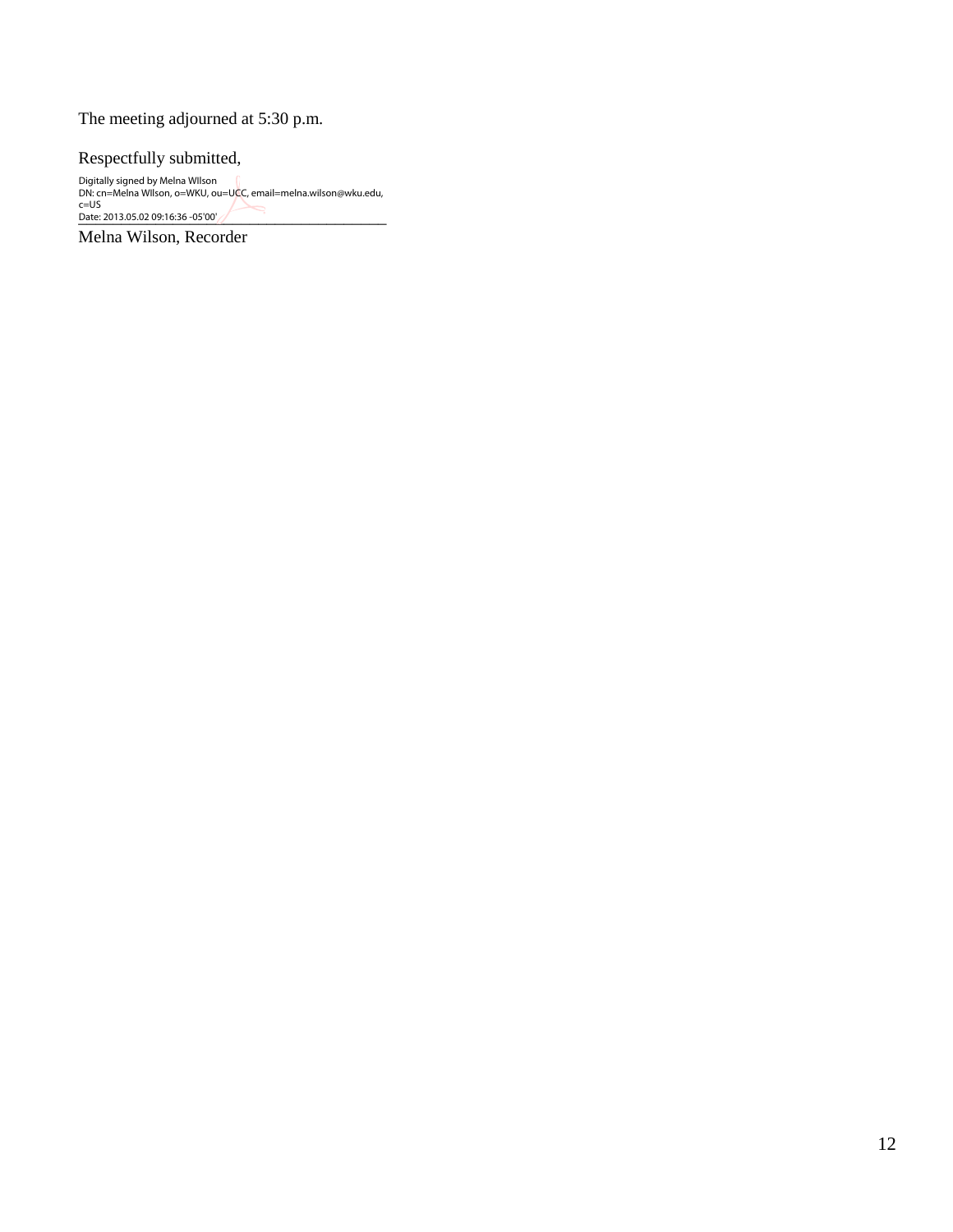The meeting adjourned at 5:30 p.m.

Respectfully submitted,

Digitally signed by Melna WIlson
DN: cn=Melna WIlson, o=WKU, ou=UCC, email=melna.wilson@wku.edu, c=US
Date: 2013.05.02 09:16:36 -05'00'

Melna Wilson, Recorder